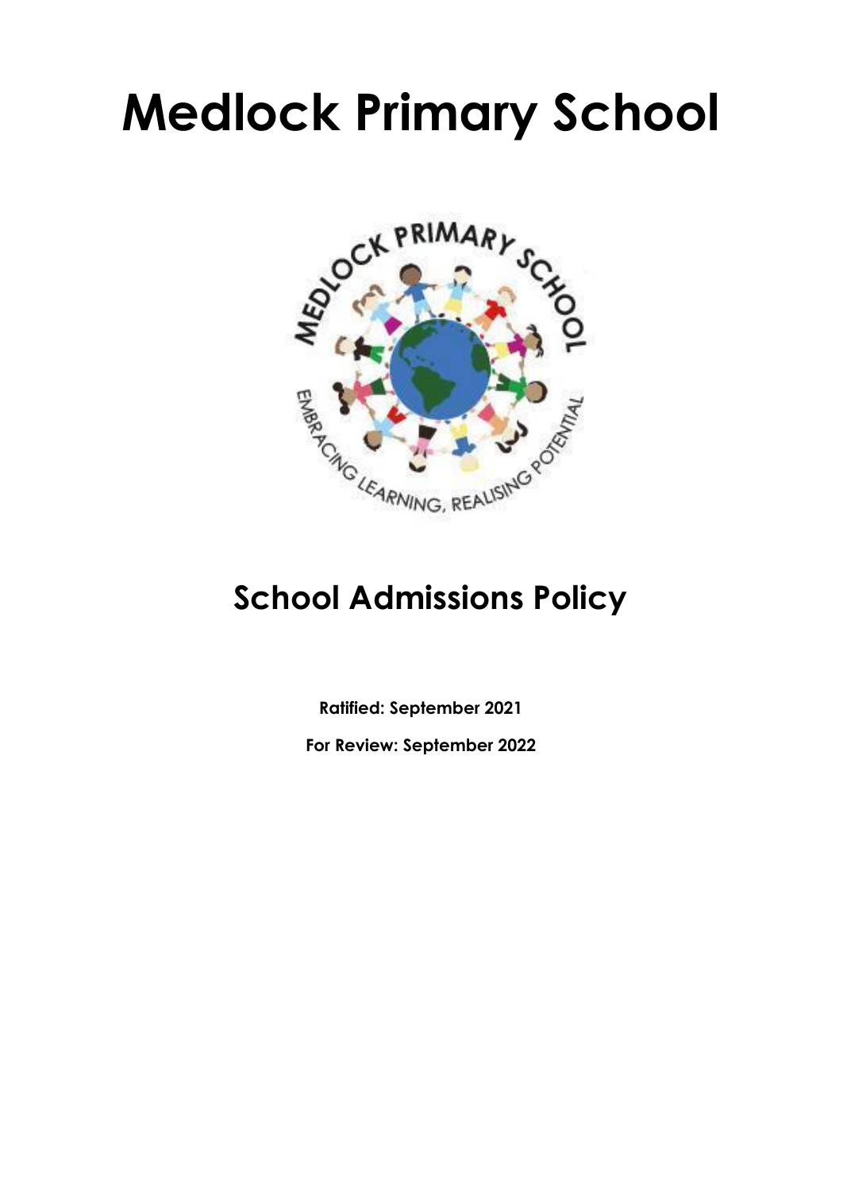# Medlock Primary School

## School Admissions Policy

**Ratified: September 2021**

**For Review: September 2022**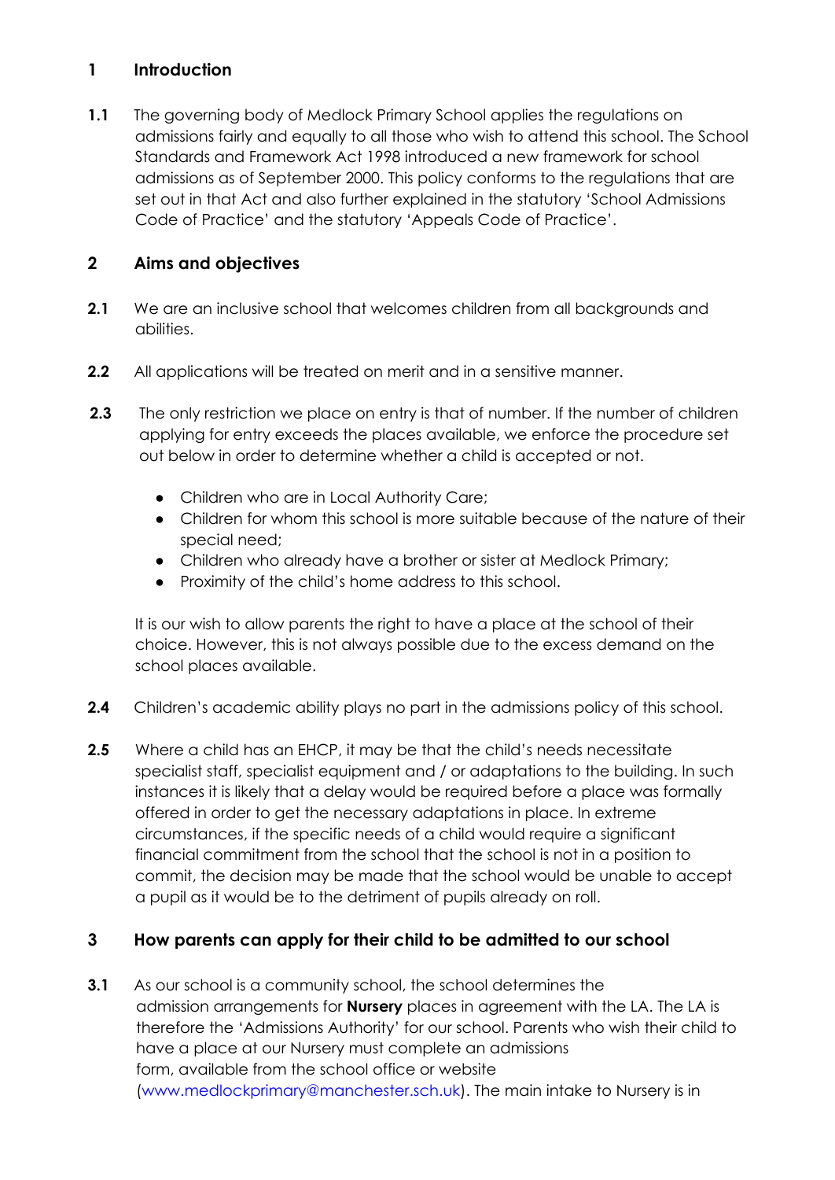## 1 Introduction

**1.1** The governing body of Medlock Primary School applies the regulations on admissions fairly and equally to all those who wish to attend this school. The School Standards and Framework Act 1998 introduced a new framework for school admissions as of September 2000. This policy conforms to the regulations that are set out in that Act and also further explained in the statutory 'School Admissions Code of Practice' and the statutory 'Appeals Code of Practice'.

## 2 Aims and objectives

**2.1** We are an inclusive school that welcomes children from all backgrounds and abilities.

**2.2** All applications will be treated on merit and in a sensitive manner.

**2.3** The only restriction we place on entry is that of number. If the number of children applying for entry exceeds the places available, we enforce the procedure set out below in order to determine whether a child is accepted or not.

- Children who are in Local Authority Care;
- Children for whom this school is more suitable because of the nature of their special need;
- Children who already have a brother or sister at Medlock Primary;
- Proximity of the child's home address to this school.

It is our wish to allow parents the right to have a place at the school of their choice. However, this is not always possible due to the excess demand on the school places available.

**2.4** Children's academic ability plays no part in the admissions policy of this school.

**2.5** Where a child has an EHCP, it may be that the child's needs necessitate specialist staff, specialist equipment and / or adaptations to the building. In such instances it is likely that a delay would be required before a place was formally offered in order to get the necessary adaptations in place. In extreme circumstances, if the specific needs of a child would require a significant financial commitment from the school that the school is not in a position to commit, the decision may be made that the school would be unable to accept a pupil as it would be to the detriment of pupils already on roll.

## 3 How parents can apply for their child to be admitted to our school

**3.1** As our school is a community school, the school determines the admission arrangements for **Nursery** places in agreement with the LA. The LA is therefore the 'Admissions Authority' for our school. Parents who wish their child to have a place at our Nursery must complete an admissions form, available from the school office or website (www.medlockprimary@manchester.sch.uk). The main intake to Nursery is in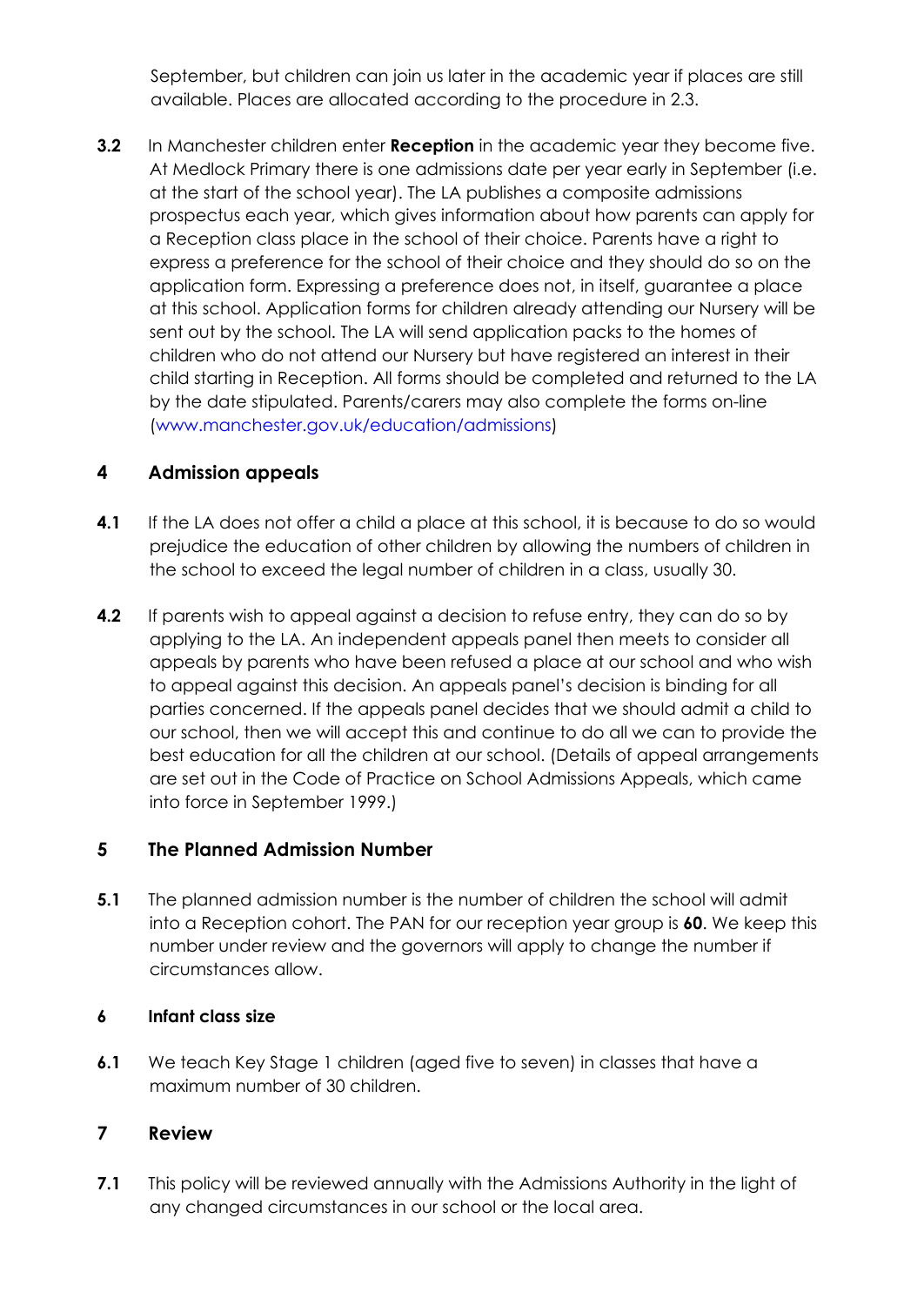September, but children can join us later in the academic year if places are still available. Places are allocated according to the procedure in 2.3.

**3.2** In Manchester children enter **Reception** in the academic year they become five. At Medlock Primary there is one admissions date per year early in September (i.e. at the start of the school year). The LA publishes a composite admissions prospectus each year, which gives information about how parents can apply for a Reception class place in the school of their choice. Parents have a right to express a preference for the school of their choice and they should do so on the application form. Expressing a preference does not, in itself, guarantee a place at this school. Application forms for children already attending our Nursery will be sent out by the school. The LA will send application packs to the homes of children who do not attend our Nursery but have registered an interest in their child starting in Reception. All forms should be completed and returned to the LA by the date stipulated. Parents/carers may also complete the forms on-line (www.manchester.gov.uk/education/admissions)

## 4 Admission appeals

**4.1** If the LA does not offer a child a place at this school, it is because to do so would prejudice the education of other children by allowing the numbers of children in the school to exceed the legal number of children in a class, usually 30.

**4.2** If parents wish to appeal against a decision to refuse entry, they can do so by applying to the LA. An independent appeals panel then meets to consider all appeals by parents who have been refused a place at our school and who wish to appeal against this decision. An appeals panel's decision is binding for all parties concerned. If the appeals panel decides that we should admit a child to our school, then we will accept this and continue to do all we can to provide the best education for all the children at our school. (Details of appeal arrangements are set out in the Code of Practice on School Admissions Appeals, which came into force in September 1999.)

## 5 The Planned Admission Number

**5.1** The planned admission number is the number of children the school will admit into a Reception cohort. The PAN for our reception year group is **60**. We keep this number under review and the governors will apply to change the number if circumstances allow.

### 6 Infant class size

**6.1** We teach Key Stage 1 children (aged five to seven) in classes that have a maximum number of 30 children.

## 7 Review

**7.1** This policy will be reviewed annually with the Admissions Authority in the light of any changed circumstances in our school or the local area.